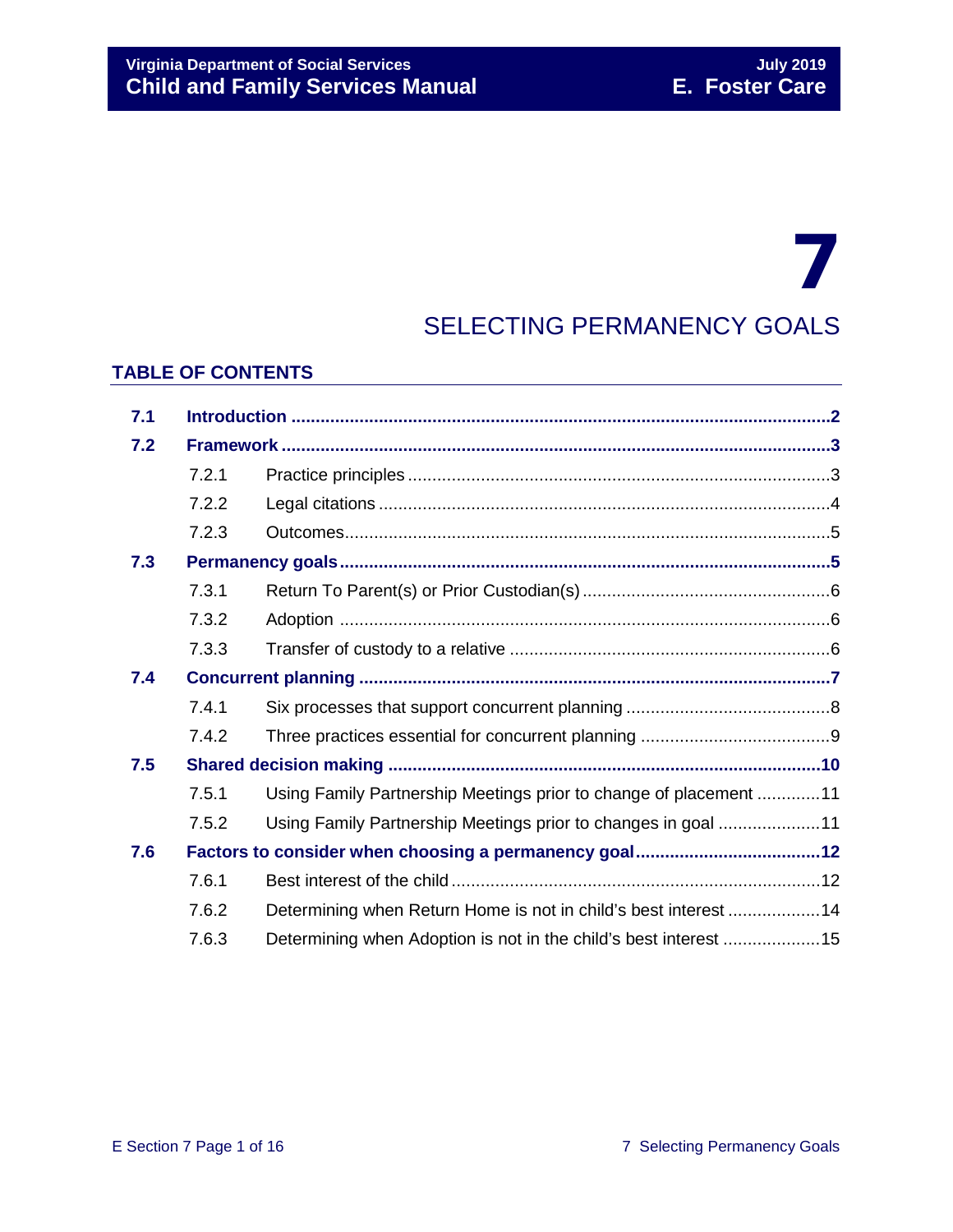# 7

# SELECTING PERMANENCY GOALS

## TABLE OF CONTENTS

| | | |
|---|---|---|
| **7.1** | **Introduction** | **2** |
| **7.2** | **Framework** | **3** |
| 7.2.1 | Practice principles | 3 |
| 7.2.2 | Legal citations | 4 |
| 7.2.3 | Outcomes | 5 |
| **7.3** | **Permanency goals** | **5** |
| 7.3.1 | Return To Parent(s) or Prior Custodian(s) | 6 |
| 7.3.2 | Adoption | 6 |
| 7.3.3 | Transfer of custody to a relative | 6 |
| **7.4** | **Concurrent planning** | **7** |
| 7.4.1 | Six processes that support concurrent planning | 8 |
| 7.4.2 | Three practices essential for concurrent planning | 9 |
| **7.5** | **Shared decision making** | **10** |
| 7.5.1 | Using Family Partnership Meetings prior to change of placement | 11 |
| 7.5.2 | Using Family Partnership Meetings prior to changes in goal | 11 |
| **7.6** | **Factors to consider when choosing a permanency goal** | **12** |
| 7.6.1 | Best interest of the child | 12 |
| 7.6.2 | Determining when Return Home is not in child's best interest | 14 |
| 7.6.3 | Determining when Adoption is not in the child's best interest | 15 |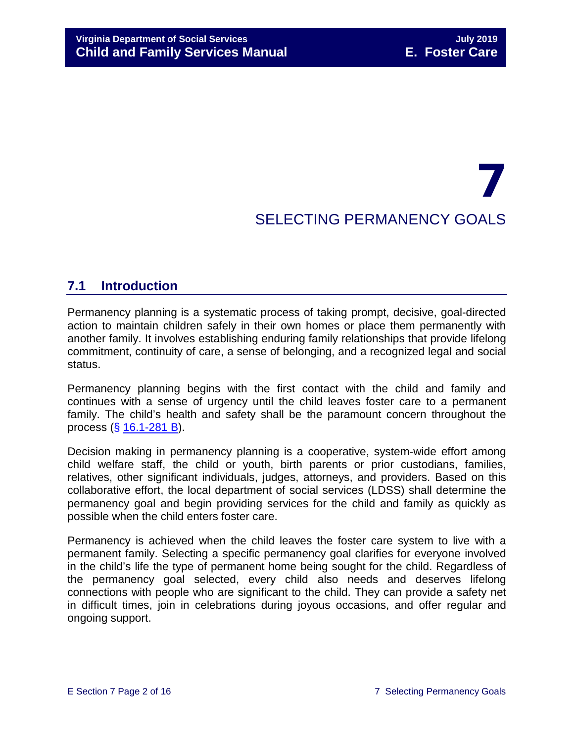# 7

# SELECTING PERMANENCY GOALS

## 7.1 Introduction

Permanency planning is a systematic process of taking prompt, decisive, goal-directed action to maintain children safely in their own homes or place them permanently with another family. It involves establishing enduring family relationships that provide lifelong commitment, continuity of care, a sense of belonging, and a recognized legal and social status.

Permanency planning begins with the first contact with the child and family and continues with a sense of urgency until the child leaves foster care to a permanent family. The child's health and safety shall be the paramount concern throughout the process (§ 16.1-281 B).

Decision making in permanency planning is a cooperative, system-wide effort among child welfare staff, the child or youth, birth parents or prior custodians, families, relatives, other significant individuals, judges, attorneys, and providers. Based on this collaborative effort, the local department of social services (LDSS) shall determine the permanency goal and begin providing services for the child and family as quickly as possible when the child enters foster care.

Permanency is achieved when the child leaves the foster care system to live with a permanent family. Selecting a specific permanency goal clarifies for everyone involved in the child's life the type of permanent home being sought for the child. Regardless of the permanency goal selected, every child also needs and deserves lifelong connections with people who are significant to the child. They can provide a safety net in difficult times, join in celebrations during joyous occasions, and offer regular and ongoing support.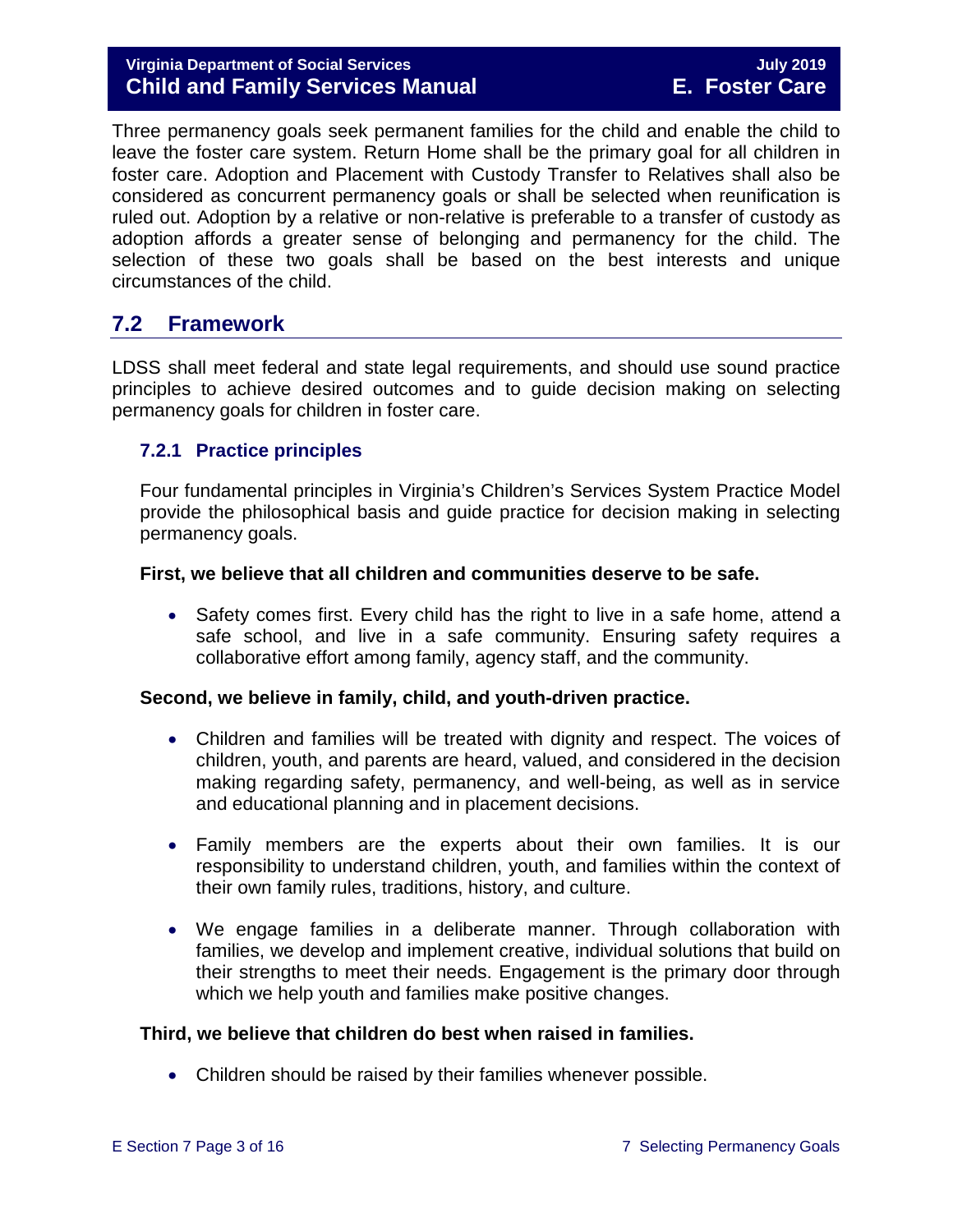Three permanency goals seek permanent families for the child and enable the child to leave the foster care system. Return Home shall be the primary goal for all children in foster care. Adoption and Placement with Custody Transfer to Relatives shall also be considered as concurrent permanency goals or shall be selected when reunification is ruled out. Adoption by a relative or non-relative is preferable to a transfer of custody as adoption affords a greater sense of belonging and permanency for the child. The selection of these two goals shall be based on the best interests and unique circumstances of the child.

## 7.2 Framework

LDSS shall meet federal and state legal requirements, and should use sound practice principles to achieve desired outcomes and to guide decision making on selecting permanency goals for children in foster care.

### 7.2.1 Practice principles

Four fundamental principles in Virginia's Children's Services System Practice Model provide the philosophical basis and guide practice for decision making in selecting permanency goals.

**First, we believe that all children and communities deserve to be safe.**

- Safety comes first. Every child has the right to live in a safe home, attend a safe school, and live in a safe community. Ensuring safety requires a collaborative effort among family, agency staff, and the community.

**Second, we believe in family, child, and youth-driven practice.**

- Children and families will be treated with dignity and respect. The voices of children, youth, and parents are heard, valued, and considered in the decision making regarding safety, permanency, and well-being, as well as in service and educational planning and in placement decisions.
- Family members are the experts about their own families. It is our responsibility to understand children, youth, and families within the context of their own family rules, traditions, history, and culture.
- We engage families in a deliberate manner. Through collaboration with families, we develop and implement creative, individual solutions that build on their strengths to meet their needs. Engagement is the primary door through which we help youth and families make positive changes.

**Third, we believe that children do best when raised in families.**

- Children should be raised by their families whenever possible.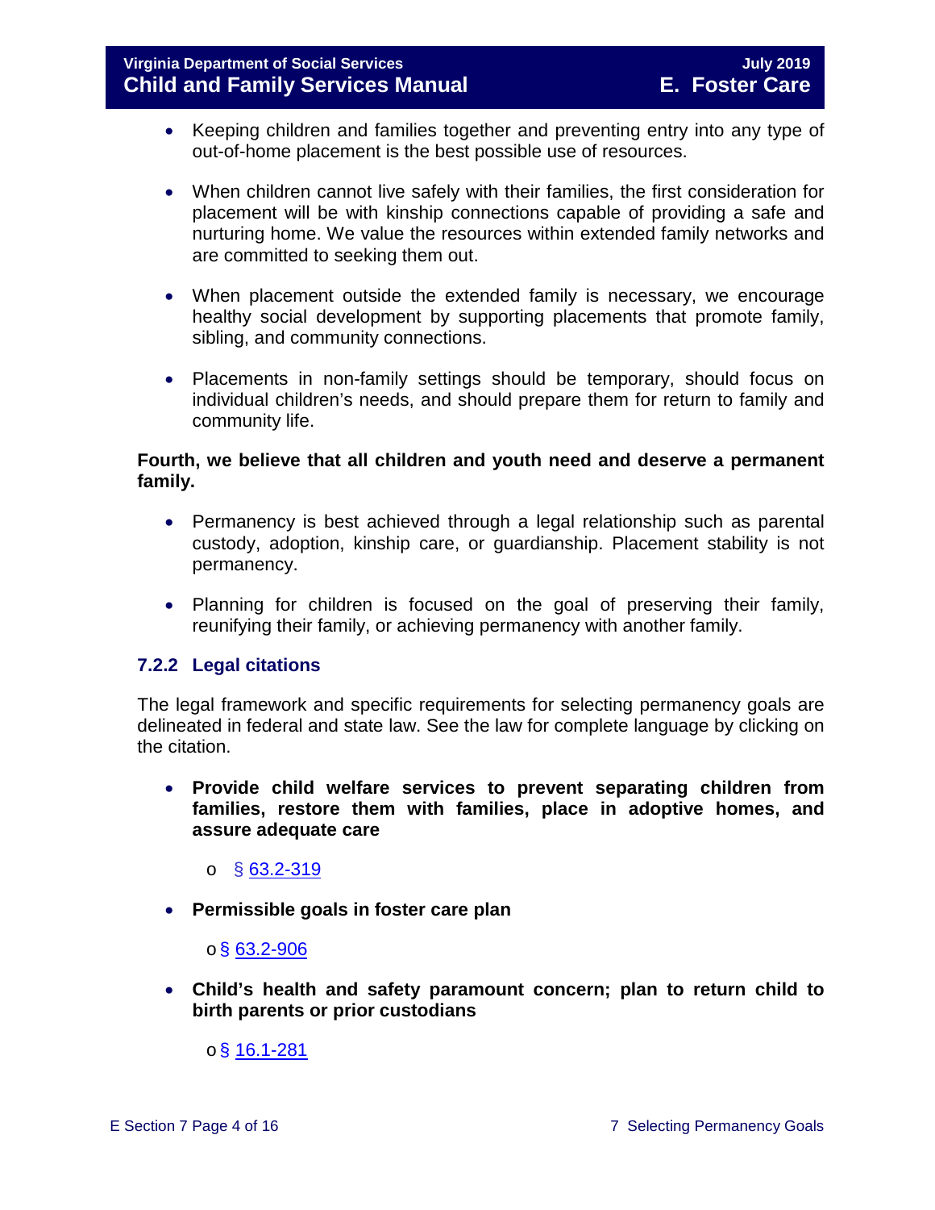- Keeping children and families together and preventing entry into any type of out-of-home placement is the best possible use of resources.

- When children cannot live safely with their families, the first consideration for placement will be with kinship connections capable of providing a safe and nurturing home. We value the resources within extended family networks and are committed to seeking them out.

- When placement outside the extended family is necessary, we encourage healthy social development by supporting placements that promote family, sibling, and community connections.

- Placements in non-family settings should be temporary, should focus on individual children's needs, and should prepare them for return to family and community life.

**Fourth, we believe that all children and youth need and deserve a permanent family.**

- Permanency is best achieved through a legal relationship such as parental custody, adoption, kinship care, or guardianship. Placement stability is not permanency.

- Planning for children is focused on the goal of preserving their family, reunifying their family, or achieving permanency with another family.

### 7.2.2 Legal citations

The legal framework and specific requirements for selecting permanency goals are delineated in federal and state law. See the law for complete language by clicking on the citation.

- **Provide child welfare services to prevent separating children from families, restore them with families, place in adoptive homes, and assure adequate care**
  - § 63.2-319

- **Permissible goals in foster care plan**
  - § 63.2-906

- **Child's health and safety paramount concern; plan to return child to birth parents or prior custodians**
  - § 16.1-281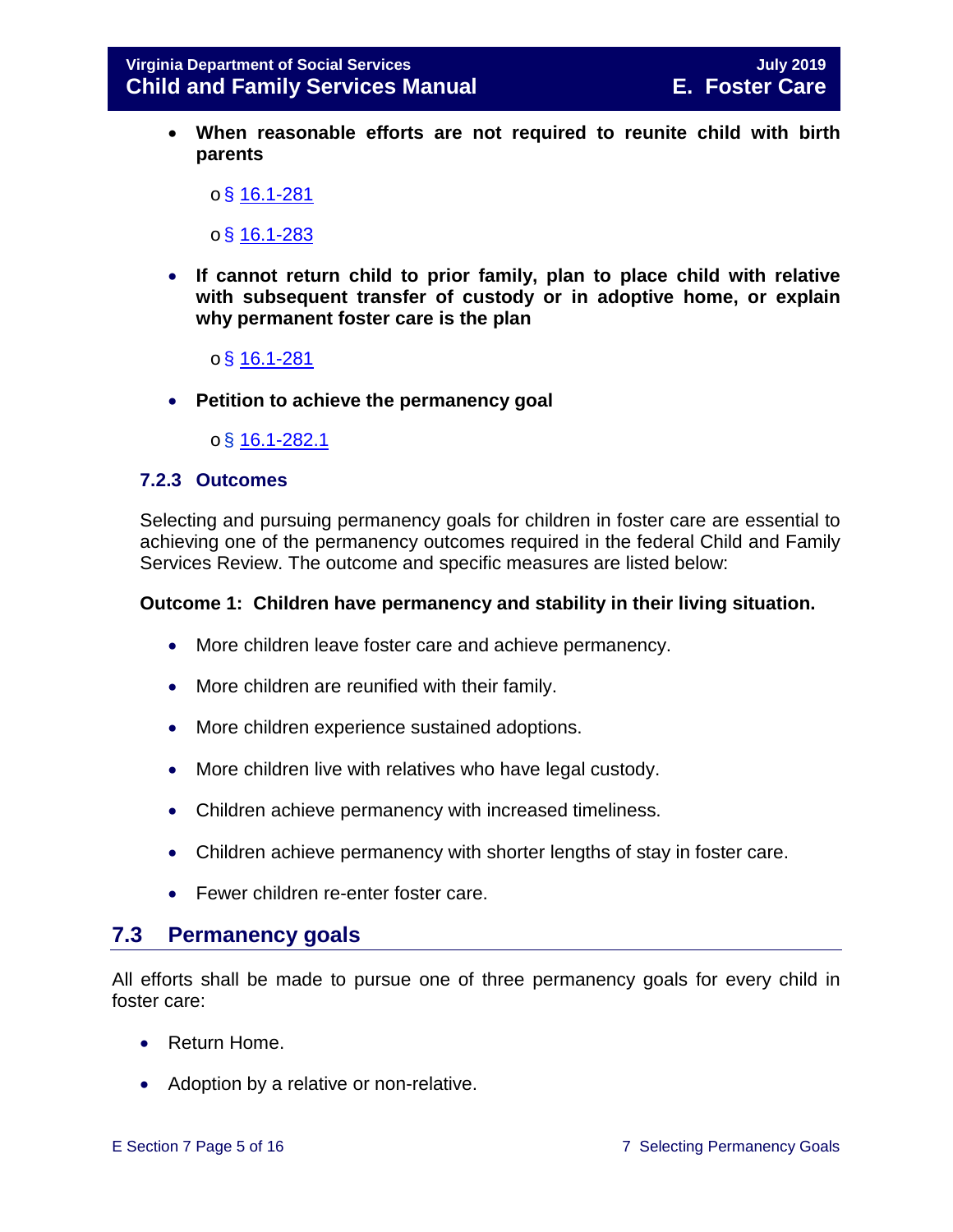- **When reasonable efforts are not required to reunite child with birth parents**
    - § 16.1-281
    - § 16.1-283
- **If cannot return child to prior family, plan to place child with relative with subsequent transfer of custody or in adoptive home, or explain why permanent foster care is the plan**
    - § 16.1-281
- **Petition to achieve the permanency goal**
    - § 16.1-282.1

### 7.2.3 Outcomes

Selecting and pursuing permanency goals for children in foster care are essential to achieving one of the permanency outcomes required in the federal Child and Family Services Review. The outcome and specific measures are listed below:

**Outcome 1: Children have permanency and stability in their living situation.**

- More children leave foster care and achieve permanency.
- More children are reunified with their family.
- More children experience sustained adoptions.
- More children live with relatives who have legal custody.
- Children achieve permanency with increased timeliness.
- Children achieve permanency with shorter lengths of stay in foster care.
- Fewer children re-enter foster care.

## 7.3 Permanency goals

All efforts shall be made to pursue one of three permanency goals for every child in foster care:

- Return Home.
- Adoption by a relative or non-relative.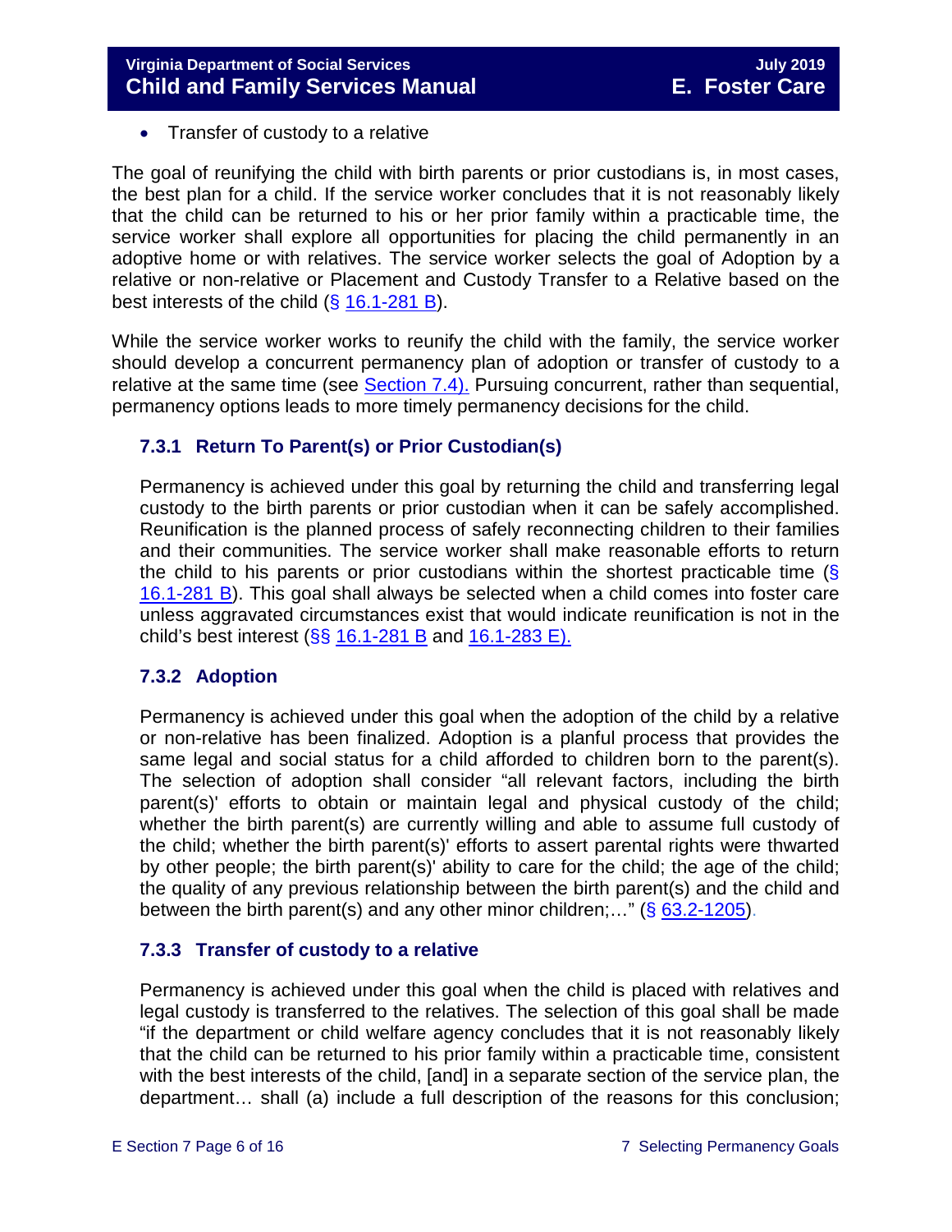- Transfer of custody to a relative

The goal of reunifying the child with birth parents or prior custodians is, in most cases, the best plan for a child. If the service worker concludes that it is not reasonably likely that the child can be returned to his or her prior family within a practicable time, the service worker shall explore all opportunities for placing the child permanently in an adoptive home or with relatives. The service worker selects the goal of Adoption by a relative or non-relative or Placement and Custody Transfer to a Relative based on the best interests of the child (§ 16.1-281 B).

While the service worker works to reunify the child with the family, the service worker should develop a concurrent permanency plan of adoption or transfer of custody to a relative at the same time (see Section 7.4). Pursuing concurrent, rather than sequential, permanency options leads to more timely permanency decisions for the child.

### 7.3.1 Return To Parent(s) or Prior Custodian(s)

Permanency is achieved under this goal by returning the child and transferring legal custody to the birth parents or prior custodian when it can be safely accomplished. Reunification is the planned process of safely reconnecting children to their families and their communities. The service worker shall make reasonable efforts to return the child to his parents or prior custodians within the shortest practicable time (§ 16.1-281 B). This goal shall always be selected when a child comes into foster care unless aggravated circumstances exist that would indicate reunification is not in the child's best interest (§§ 16.1-281 B and 16.1-283 E).

### 7.3.2 Adoption

Permanency is achieved under this goal when the adoption of the child by a relative or non-relative has been finalized. Adoption is a planful process that provides the same legal and social status for a child afforded to children born to the parent(s). The selection of adoption shall consider "all relevant factors, including the birth parent(s)' efforts to obtain or maintain legal and physical custody of the child; whether the birth parent(s) are currently willing and able to assume full custody of the child; whether the birth parent(s)' efforts to assert parental rights were thwarted by other people; the birth parent(s)' ability to care for the child; the age of the child; the quality of any previous relationship between the birth parent(s) and the child and between the birth parent(s) and any other minor children;…" (§ 63.2-1205).

### 7.3.3 Transfer of custody to a relative

Permanency is achieved under this goal when the child is placed with relatives and legal custody is transferred to the relatives. The selection of this goal shall be made "if the department or child welfare agency concludes that it is not reasonably likely that the child can be returned to his prior family within a practicable time, consistent with the best interests of the child, [and] in a separate section of the service plan, the department… shall (a) include a full description of the reasons for this conclusion;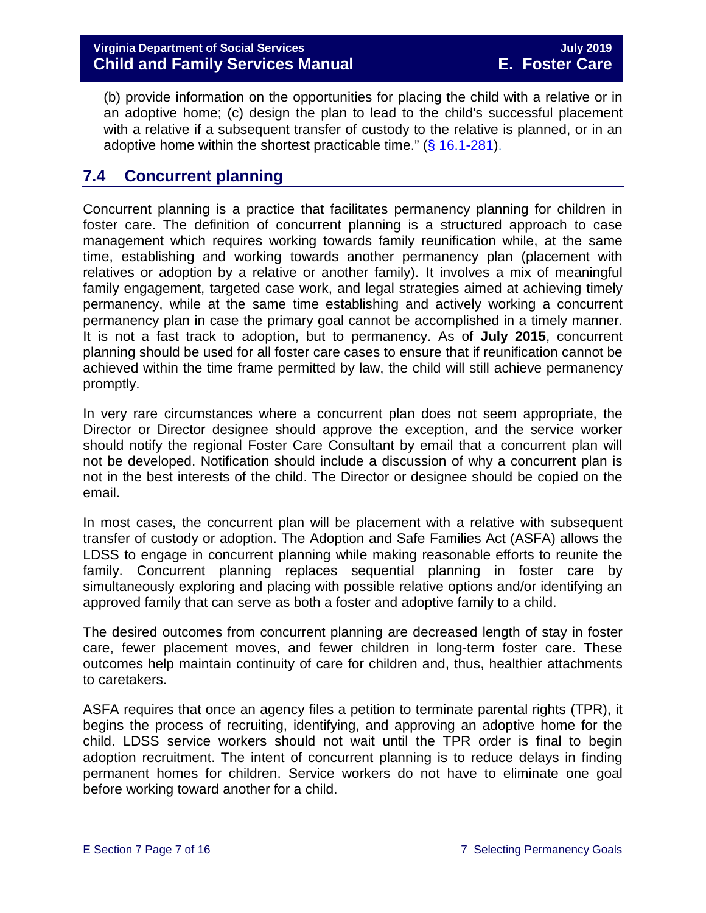(b) provide information on the opportunities for placing the child with a relative or in an adoptive home; (c) design the plan to lead to the child's successful placement with a relative if a subsequent transfer of custody to the relative is planned, or in an adoptive home within the shortest practicable time." (§ 16.1-281).

## 7.4 Concurrent planning

Concurrent planning is a practice that facilitates permanency planning for children in foster care. The definition of concurrent planning is a structured approach to case management which requires working towards family reunification while, at the same time, establishing and working towards another permanency plan (placement with relatives or adoption by a relative or another family). It involves a mix of meaningful family engagement, targeted case work, and legal strategies aimed at achieving timely permanency, while at the same time establishing and actively working a concurrent permanency plan in case the primary goal cannot be accomplished in a timely manner. It is not a fast track to adoption, but to permanency. As of **July 2015**, concurrent planning should be used for all foster care cases to ensure that if reunification cannot be achieved within the time frame permitted by law, the child will still achieve permanency promptly.

In very rare circumstances where a concurrent plan does not seem appropriate, the Director or Director designee should approve the exception, and the service worker should notify the regional Foster Care Consultant by email that a concurrent plan will not be developed. Notification should include a discussion of why a concurrent plan is not in the best interests of the child. The Director or designee should be copied on the email.

In most cases, the concurrent plan will be placement with a relative with subsequent transfer of custody or adoption. The Adoption and Safe Families Act (ASFA) allows the LDSS to engage in concurrent planning while making reasonable efforts to reunite the family. Concurrent planning replaces sequential planning in foster care by simultaneously exploring and placing with possible relative options and/or identifying an approved family that can serve as both a foster and adoptive family to a child.

The desired outcomes from concurrent planning are decreased length of stay in foster care, fewer placement moves, and fewer children in long-term foster care. These outcomes help maintain continuity of care for children and, thus, healthier attachments to caretakers.

ASFA requires that once an agency files a petition to terminate parental rights (TPR), it begins the process of recruiting, identifying, and approving an adoptive home for the child. LDSS service workers should not wait until the TPR order is final to begin adoption recruitment. The intent of concurrent planning is to reduce delays in finding permanent homes for children. Service workers do not have to eliminate one goal before working toward another for a child.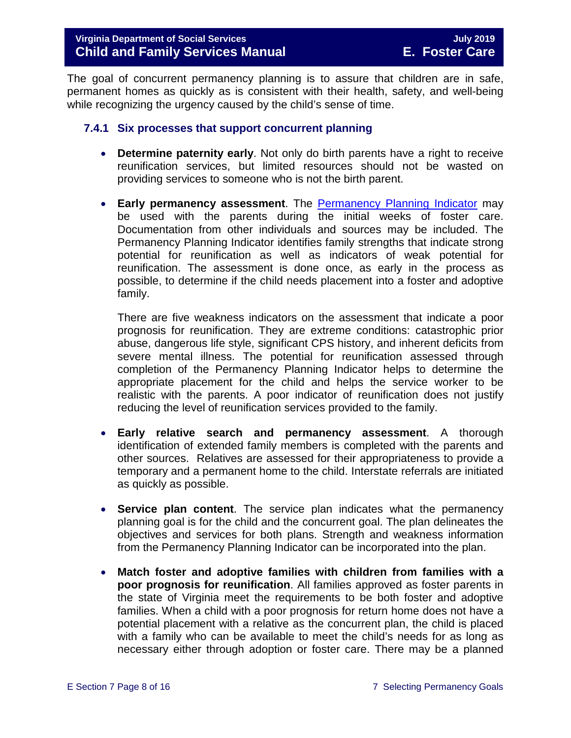The goal of concurrent permanency planning is to assure that children are in safe, permanent homes as quickly as is consistent with their health, safety, and well-being while recognizing the urgency caused by the child's sense of time.

### 7.4.1 Six processes that support concurrent planning

- **Determine paternity early**. Not only do birth parents have a right to receive reunification services, but limited resources should not be wasted on providing services to someone who is not the birth parent.

- **Early permanency assessment**. The Permanency Planning Indicator may be used with the parents during the initial weeks of foster care. Documentation from other individuals and sources may be included. The Permanency Planning Indicator identifies family strengths that indicate strong potential for reunification as well as indicators of weak potential for reunification. The assessment is done once, as early in the process as possible, to determine if the child needs placement into a foster and adoptive family.

  There are five weakness indicators on the assessment that indicate a poor prognosis for reunification. They are extreme conditions: catastrophic prior abuse, dangerous life style, significant CPS history, and inherent deficits from severe mental illness. The potential for reunification assessed through completion of the Permanency Planning Indicator helps to determine the appropriate placement for the child and helps the service worker to be realistic with the parents. A poor indicator of reunification does not justify reducing the level of reunification services provided to the family.

- **Early relative search and permanency assessment**. A thorough identification of extended family members is completed with the parents and other sources. Relatives are assessed for their appropriateness to provide a temporary and a permanent home to the child. Interstate referrals are initiated as quickly as possible.

- **Service plan content**. The service plan indicates what the permanency planning goal is for the child and the concurrent goal. The plan delineates the objectives and services for both plans. Strength and weakness information from the Permanency Planning Indicator can be incorporated into the plan.

- **Match foster and adoptive families with children from families with a poor prognosis for reunification**. All families approved as foster parents in the state of Virginia meet the requirements to be both foster and adoptive families. When a child with a poor prognosis for return home does not have a potential placement with a relative as the concurrent plan, the child is placed with a family who can be available to meet the child's needs for as long as necessary either through adoption or foster care. There may be a planned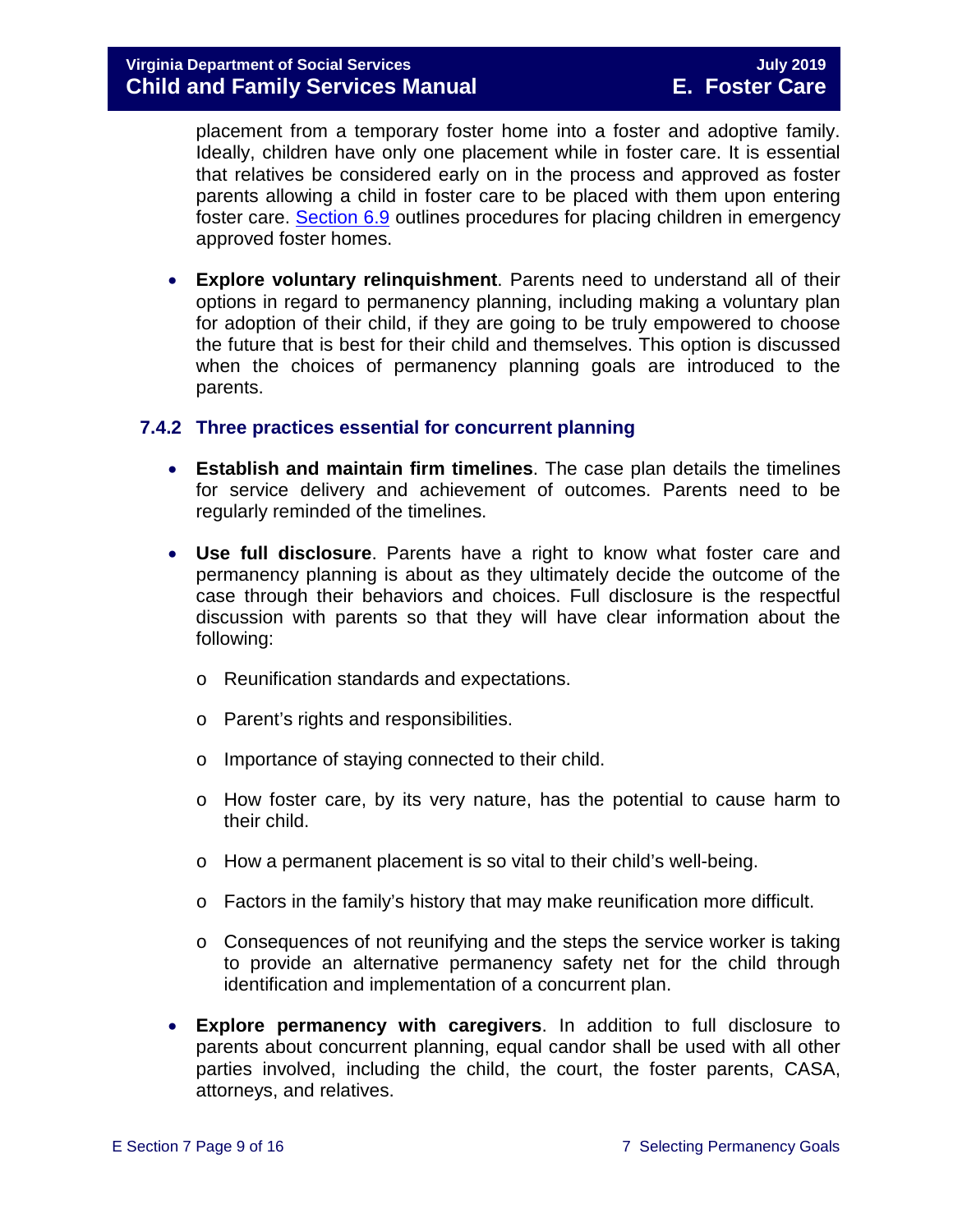placement from a temporary foster home into a foster and adoptive family. Ideally, children have only one placement while in foster care. It is essential that relatives be considered early on in the process and approved as foster parents allowing a child in foster care to be placed with them upon entering foster care. Section 6.9 outlines procedures for placing children in emergency approved foster homes.

- **Explore voluntary relinquishment**. Parents need to understand all of their options in regard to permanency planning, including making a voluntary plan for adoption of their child, if they are going to be truly empowered to choose the future that is best for their child and themselves. This option is discussed when the choices of permanency planning goals are introduced to the parents.

### 7.4.2 Three practices essential for concurrent planning

- **Establish and maintain firm timelines**. The case plan details the timelines for service delivery and achievement of outcomes. Parents need to be regularly reminded of the timelines.

- **Use full disclosure**. Parents have a right to know what foster care and permanency planning is about as they ultimately decide the outcome of the case through their behaviors and choices. Full disclosure is the respectful discussion with parents so that they will have clear information about the following:
  - Reunification standards and expectations.
  - Parent's rights and responsibilities.
  - Importance of staying connected to their child.
  - How foster care, by its very nature, has the potential to cause harm to their child.
  - How a permanent placement is so vital to their child's well-being.
  - Factors in the family's history that may make reunification more difficult.
  - Consequences of not reunifying and the steps the service worker is taking to provide an alternative permanency safety net for the child through identification and implementation of a concurrent plan.

- **Explore permanency with caregivers**. In addition to full disclosure to parents about concurrent planning, equal candor shall be used with all other parties involved, including the child, the court, the foster parents, CASA, attorneys, and relatives.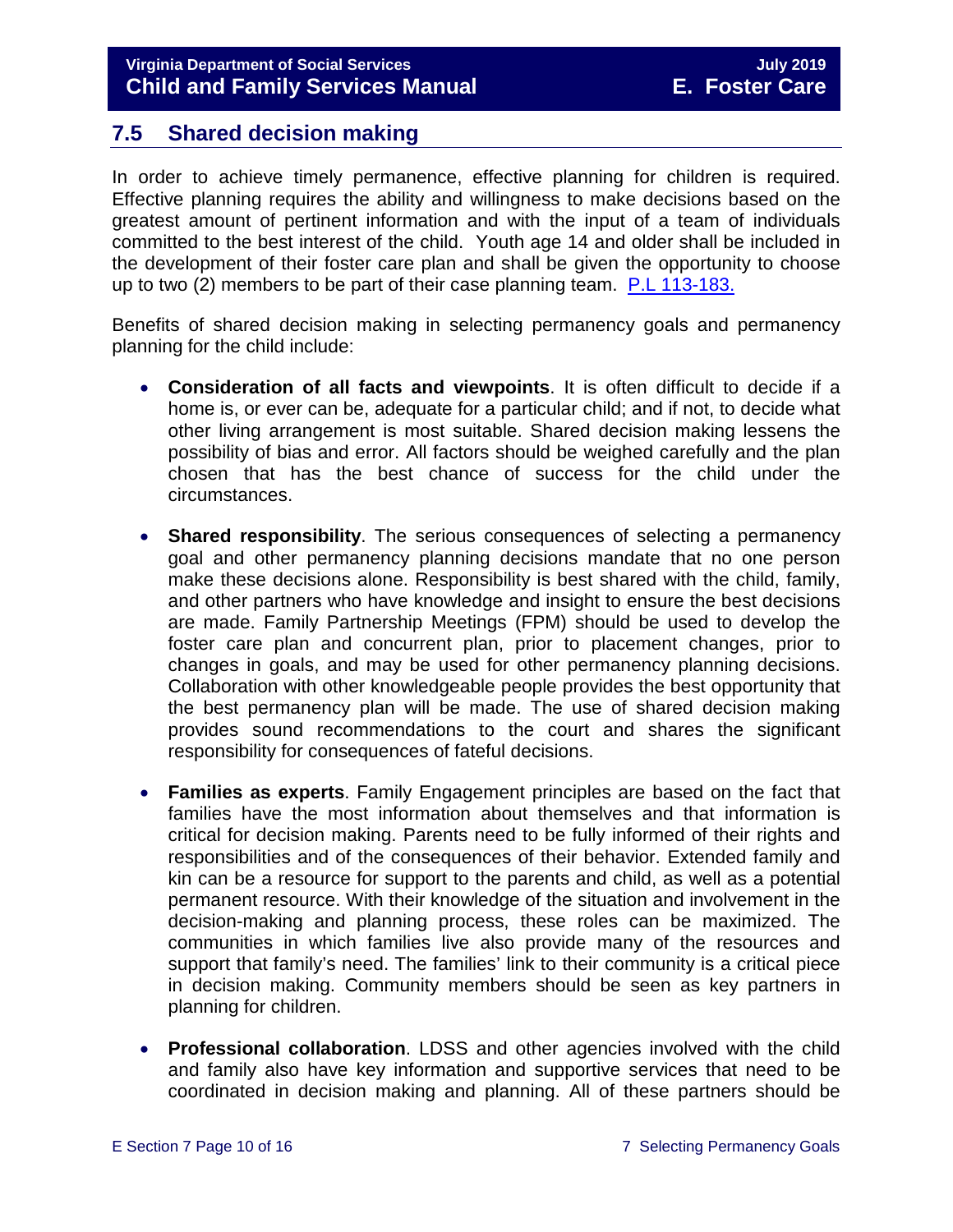## 7.5 Shared decision making

In order to achieve timely permanence, effective planning for children is required. Effective planning requires the ability and willingness to make decisions based on the greatest amount of pertinent information and with the input of a team of individuals committed to the best interest of the child. Youth age 14 and older shall be included in the development of their foster care plan and shall be given the opportunity to choose up to two (2) members to be part of their case planning team. [P.L 113-183.]

Benefits of shared decision making in selecting permanency goals and permanency planning for the child include:

- **Consideration of all facts and viewpoints**. It is often difficult to decide if a home is, or ever can be, adequate for a particular child; and if not, to decide what other living arrangement is most suitable. Shared decision making lessens the possibility of bias and error. All factors should be weighed carefully and the plan chosen that has the best chance of success for the child under the circumstances.

- **Shared responsibility**. The serious consequences of selecting a permanency goal and other permanency planning decisions mandate that no one person make these decisions alone. Responsibility is best shared with the child, family, and other partners who have knowledge and insight to ensure the best decisions are made. Family Partnership Meetings (FPM) should be used to develop the foster care plan and concurrent plan, prior to placement changes, prior to changes in goals, and may be used for other permanency planning decisions. Collaboration with other knowledgeable people provides the best opportunity that the best permanency plan will be made. The use of shared decision making provides sound recommendations to the court and shares the significant responsibility for consequences of fateful decisions.

- **Families as experts**. Family Engagement principles are based on the fact that families have the most information about themselves and that information is critical for decision making. Parents need to be fully informed of their rights and responsibilities and of the consequences of their behavior. Extended family and kin can be a resource for support to the parents and child, as well as a potential permanent resource. With their knowledge of the situation and involvement in the decision-making and planning process, these roles can be maximized. The communities in which families live also provide many of the resources and support that family's need. The families' link to their community is a critical piece in decision making. Community members should be seen as key partners in planning for children.

- **Professional collaboration**. LDSS and other agencies involved with the child and family also have key information and supportive services that need to be coordinated in decision making and planning. All of these partners should be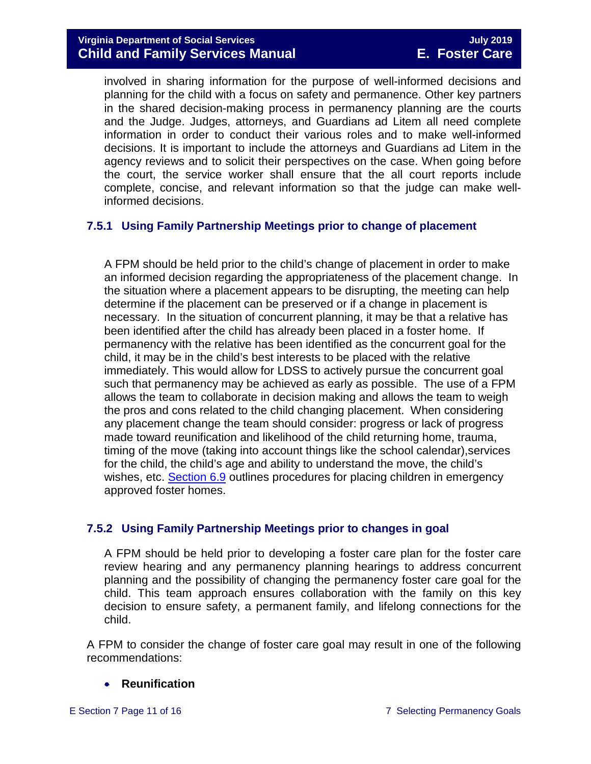involved in sharing information for the purpose of well-informed decisions and planning for the child with a focus on safety and permanence. Other key partners in the shared decision-making process in permanency planning are the courts and the Judge. Judges, attorneys, and Guardians ad Litem all need complete information in order to conduct their various roles and to make well-informed decisions. It is important to include the attorneys and Guardians ad Litem in the agency reviews and to solicit their perspectives on the case. When going before the court, the service worker shall ensure that the all court reports include complete, concise, and relevant information so that the judge can make well-informed decisions.

### 7.5.1 Using Family Partnership Meetings prior to change of placement

A FPM should be held prior to the child's change of placement in order to make an informed decision regarding the appropriateness of the placement change. In the situation where a placement appears to be disrupting, the meeting can help determine if the placement can be preserved or if a change in placement is necessary. In the situation of concurrent planning, it may be that a relative has been identified after the child has already been placed in a foster home. If permanency with the relative has been identified as the concurrent goal for the child, it may be in the child's best interests to be placed with the relative immediately. This would allow for LDSS to actively pursue the concurrent goal such that permanency may be achieved as early as possible. The use of a FPM allows the team to collaborate in decision making and allows the team to weigh the pros and cons related to the child changing placement. When considering any placement change the team should consider: progress or lack of progress made toward reunification and likelihood of the child returning home, trauma, timing of the move (taking into account things like the school calendar),services for the child, the child's age and ability to understand the move, the child's wishes, etc. Section 6.9 outlines procedures for placing children in emergency approved foster homes.

### 7.5.2 Using Family Partnership Meetings prior to changes in goal

A FPM should be held prior to developing a foster care plan for the foster care review hearing and any permanency planning hearings to address concurrent planning and the possibility of changing the permanency foster care goal for the child. This team approach ensures collaboration with the family on this key decision to ensure safety, a permanent family, and lifelong connections for the child.

A FPM to consider the change of foster care goal may result in one of the following recommendations:

- **Reunification**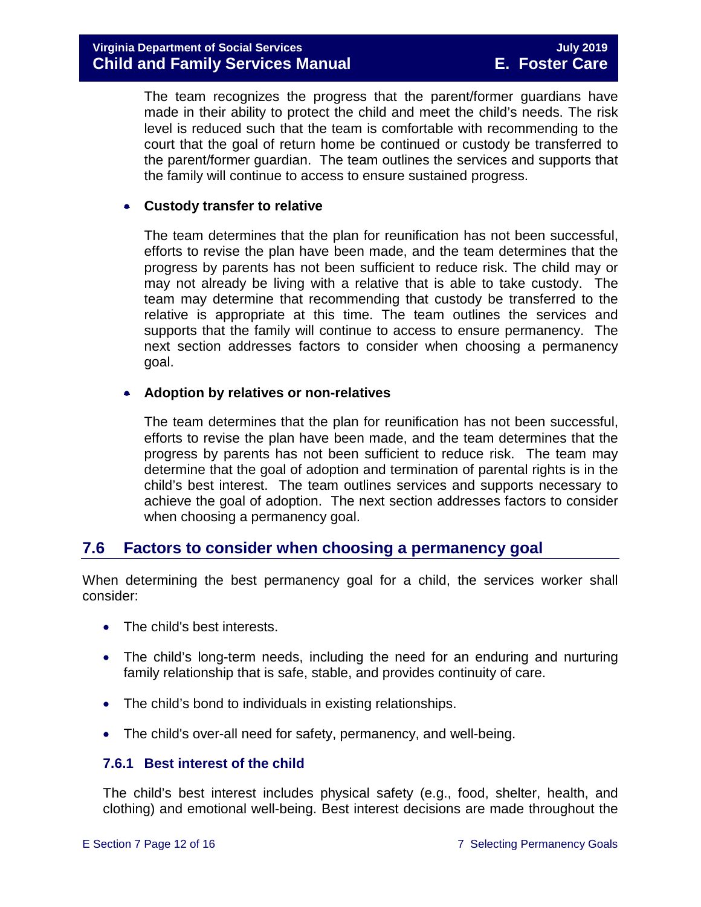The team recognizes the progress that the parent/former guardians have made in their ability to protect the child and meet the child's needs. The risk level is reduced such that the team is comfortable with recommending to the court that the goal of return home be continued or custody be transferred to the parent/former guardian. The team outlines the services and supports that the family will continue to access to ensure sustained progress.

- **Custody transfer to relative**

  The team determines that the plan for reunification has not been successful, efforts to revise the plan have been made, and the team determines that the progress by parents has not been sufficient to reduce risk. The child may or may not already be living with a relative that is able to take custody. The team may determine that recommending that custody be transferred to the relative is appropriate at this time. The team outlines the services and supports that the family will continue to access to ensure permanency. The next section addresses factors to consider when choosing a permanency goal.

- **Adoption by relatives or non-relatives**

  The team determines that the plan for reunification has not been successful, efforts to revise the plan have been made, and the team determines that the progress by parents has not been sufficient to reduce risk. The team may determine that the goal of adoption and termination of parental rights is in the child's best interest. The team outlines services and supports necessary to achieve the goal of adoption. The next section addresses factors to consider when choosing a permanency goal.

## 7.6 Factors to consider when choosing a permanency goal

When determining the best permanency goal for a child, the services worker shall consider:

- The child's best interests.
- The child's long-term needs, including the need for an enduring and nurturing family relationship that is safe, stable, and provides continuity of care.
- The child's bond to individuals in existing relationships.
- The child's over-all need for safety, permanency, and well-being.

### 7.6.1 Best interest of the child

The child's best interest includes physical safety (e.g., food, shelter, health, and clothing) and emotional well-being. Best interest decisions are made throughout the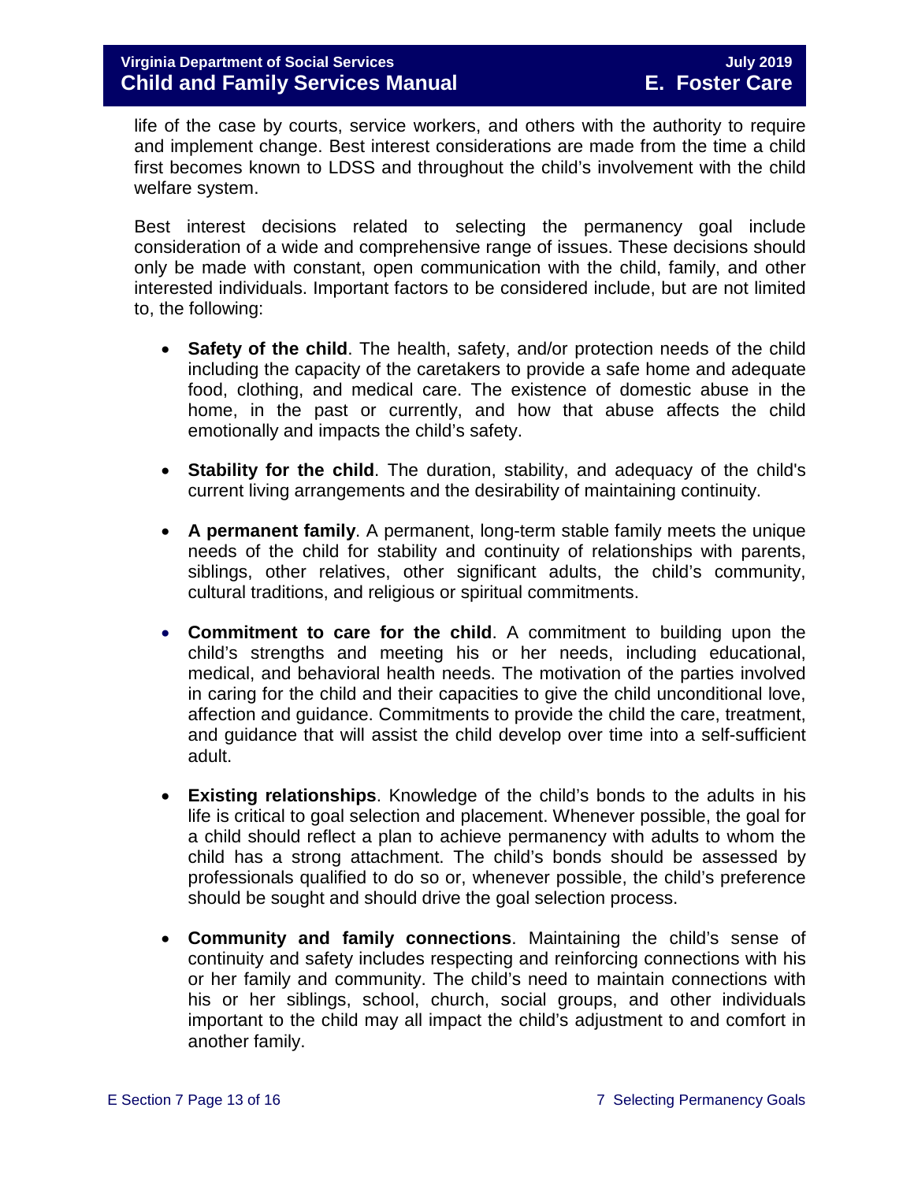life of the case by courts, service workers, and others with the authority to require and implement change. Best interest considerations are made from the time a child first becomes known to LDSS and throughout the child's involvement with the child welfare system.

Best interest decisions related to selecting the permanency goal include consideration of a wide and comprehensive range of issues. These decisions should only be made with constant, open communication with the child, family, and other interested individuals. Important factors to be considered include, but are not limited to, the following:

- **Safety of the child**. The health, safety, and/or protection needs of the child including the capacity of the caretakers to provide a safe home and adequate food, clothing, and medical care. The existence of domestic abuse in the home, in the past or currently, and how that abuse affects the child emotionally and impacts the child's safety.

- **Stability for the child**. The duration, stability, and adequacy of the child's current living arrangements and the desirability of maintaining continuity.

- **A permanent family**. A permanent, long-term stable family meets the unique needs of the child for stability and continuity of relationships with parents, siblings, other relatives, other significant adults, the child's community, cultural traditions, and religious or spiritual commitments.

- **Commitment to care for the child**. A commitment to building upon the child's strengths and meeting his or her needs, including educational, medical, and behavioral health needs. The motivation of the parties involved in caring for the child and their capacities to give the child unconditional love, affection and guidance. Commitments to provide the child the care, treatment, and guidance that will assist the child develop over time into a self-sufficient adult.

- **Existing relationships**. Knowledge of the child's bonds to the adults in his life is critical to goal selection and placement. Whenever possible, the goal for a child should reflect a plan to achieve permanency with adults to whom the child has a strong attachment. The child's bonds should be assessed by professionals qualified to do so or, whenever possible, the child's preference should be sought and should drive the goal selection process.

- **Community and family connections**. Maintaining the child's sense of continuity and safety includes respecting and reinforcing connections with his or her family and community. The child's need to maintain connections with his or her siblings, school, church, social groups, and other individuals important to the child may all impact the child's adjustment to and comfort in another family.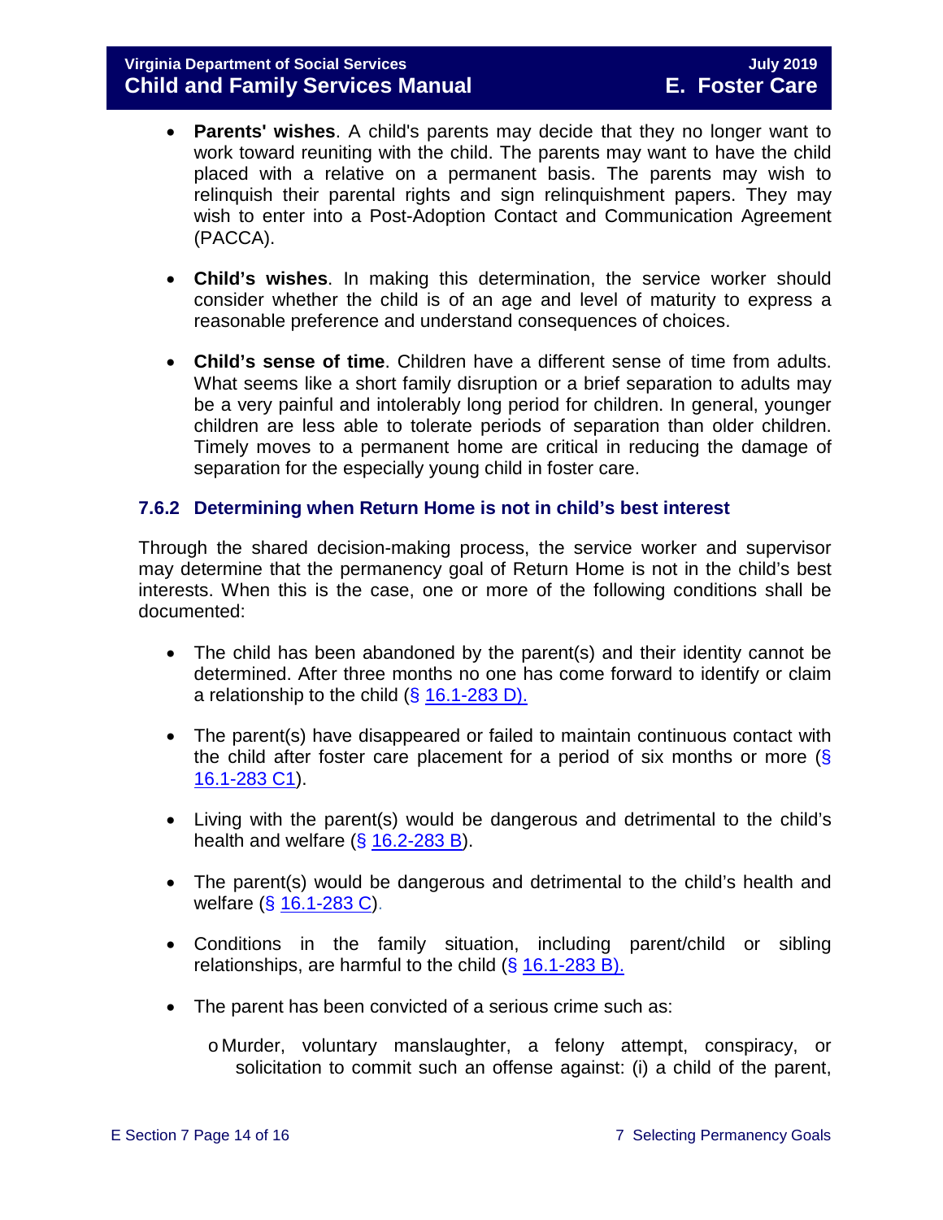- **Parents' wishes**. A child's parents may decide that they no longer want to work toward reuniting with the child. The parents may want to have the child placed with a relative on a permanent basis. The parents may wish to relinquish their parental rights and sign relinquishment papers. They may wish to enter into a Post-Adoption Contact and Communication Agreement (PACCA).

- **Child's wishes**. In making this determination, the service worker should consider whether the child is of an age and level of maturity to express a reasonable preference and understand consequences of choices.

- **Child's sense of time**. Children have a different sense of time from adults. What seems like a short family disruption or a brief separation to adults may be a very painful and intolerably long period for children. In general, younger children are less able to tolerate periods of separation than older children. Timely moves to a permanent home are critical in reducing the damage of separation for the especially young child in foster care.

### 7.6.2 Determining when Return Home is not in child's best interest

Through the shared decision-making process, the service worker and supervisor may determine that the permanency goal of Return Home is not in the child's best interests. When this is the case, one or more of the following conditions shall be documented:

- The child has been abandoned by the parent(s) and their identity cannot be determined. After three months no one has come forward to identify or claim a relationship to the child (§ 16.1-283 D).

- The parent(s) have disappeared or failed to maintain continuous contact with the child after foster care placement for a period of six months or more (§ 16.1-283 C1).

- Living with the parent(s) would be dangerous and detrimental to the child's health and welfare (§ 16.2-283 B).

- The parent(s) would be dangerous and detrimental to the child's health and welfare (§ 16.1-283 C).

- Conditions in the family situation, including parent/child or sibling relationships, are harmful to the child (§ 16.1-283 B).

- The parent has been convicted of a serious crime such as:
  - Murder, voluntary manslaughter, a felony attempt, conspiracy, or solicitation to commit such an offense against: (i) a child of the parent,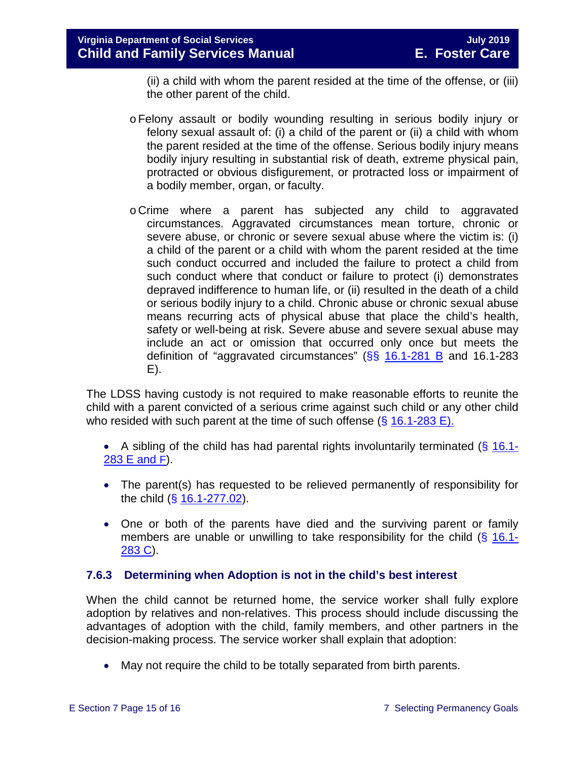(ii) a child with whom the parent resided at the time of the offense, or (iii) the other parent of the child.

- Felony assault or bodily wounding resulting in serious bodily injury or felony sexual assault of: (i) a child of the parent or (ii) a child with whom the parent resided at the time of the offense. Serious bodily injury means bodily injury resulting in substantial risk of death, extreme physical pain, protracted or obvious disfigurement, or protracted loss or impairment of a bodily member, organ, or faculty.
- Crime where a parent has subjected any child to aggravated circumstances. Aggravated circumstances mean torture, chronic or severe abuse, or chronic or severe sexual abuse where the victim is: (i) a child of the parent or a child with whom the parent resided at the time such conduct occurred and included the failure to protect a child from such conduct where that conduct or failure to protect (i) demonstrates depraved indifference to human life, or (ii) resulted in the death of a child or serious bodily injury to a child. Chronic abuse or chronic sexual abuse means recurring acts of physical abuse that place the child's health, safety or well-being at risk. Severe abuse and severe sexual abuse may include an act or omission that occurred only once but meets the definition of "aggravated circumstances" (§§ 16.1-281 B and 16.1-283 E).

The LDSS having custody is not required to make reasonable efforts to reunite the child with a parent convicted of a serious crime against such child or any other child who resided with such parent at the time of such offense (§ 16.1-283 E).

- A sibling of the child has had parental rights involuntarily terminated (§ 16.1-283 E and F).
- The parent(s) has requested to be relieved permanently of responsibility for the child (§ 16.1-277.02).
- One or both of the parents have died and the surviving parent or family members are unable or unwilling to take responsibility for the child (§ 16.1-283 C).

### 7.6.3 Determining when Adoption is not in the child's best interest

When the child cannot be returned home, the service worker shall fully explore adoption by relatives and non-relatives. This process should include discussing the advantages of adoption with the child, family members, and other partners in the decision-making process. The service worker shall explain that adoption:

- May not require the child to be totally separated from birth parents.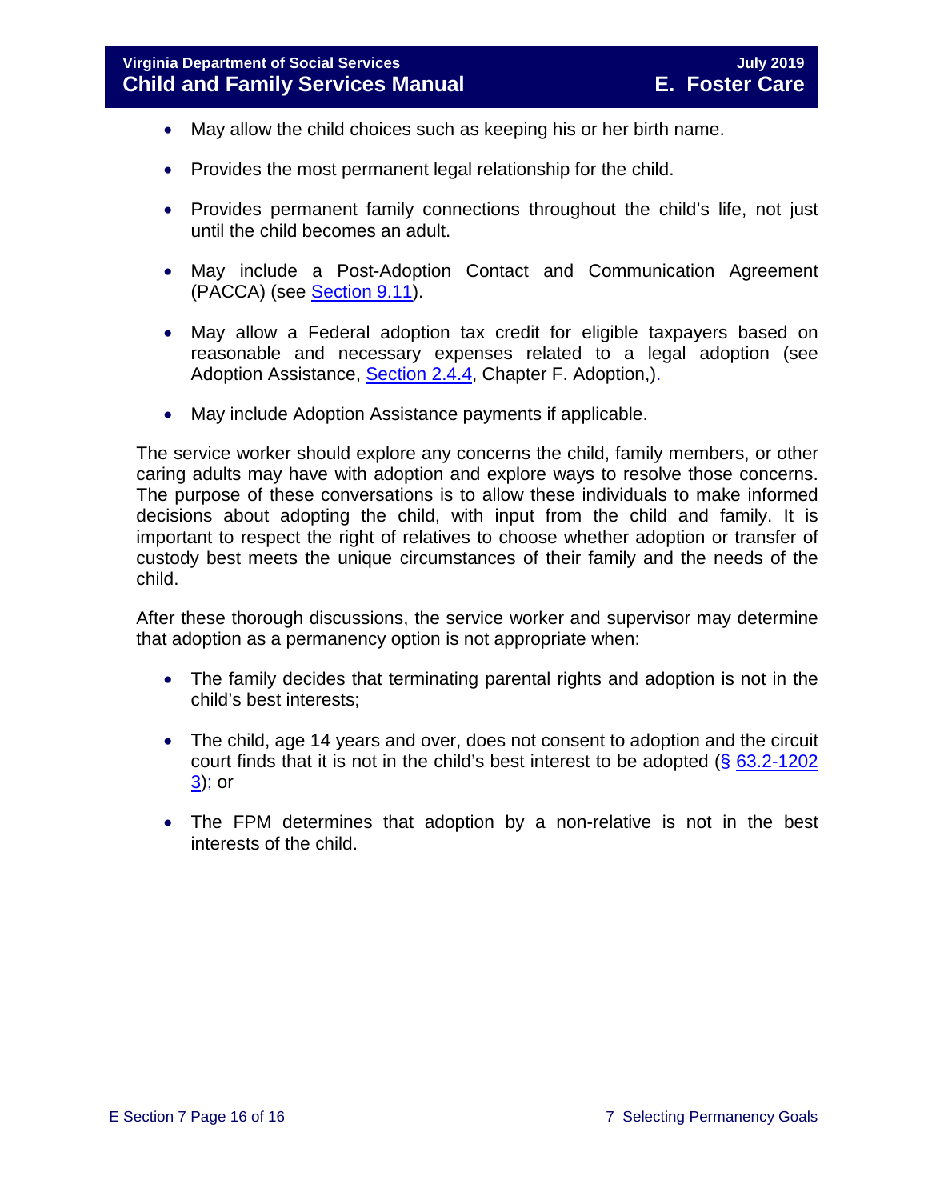- May allow the child choices such as keeping his or her birth name.
- Provides the most permanent legal relationship for the child.
- Provides permanent family connections throughout the child's life, not just until the child becomes an adult.
- May include a Post-Adoption Contact and Communication Agreement (PACCA) (see Section 9.11).
- May allow a Federal adoption tax credit for eligible taxpayers based on reasonable and necessary expenses related to a legal adoption (see Adoption Assistance, Section 2.4.4, Chapter F. Adoption,).
- May include Adoption Assistance payments if applicable.

The service worker should explore any concerns the child, family members, or other caring adults may have with adoption and explore ways to resolve those concerns. The purpose of these conversations is to allow these individuals to make informed decisions about adopting the child, with input from the child and family. It is important to respect the right of relatives to choose whether adoption or transfer of custody best meets the unique circumstances of their family and the needs of the child.

After these thorough discussions, the service worker and supervisor may determine that adoption as a permanency option is not appropriate when:

- The family decides that terminating parental rights and adoption is not in the child's best interests;
- The child, age 14 years and over, does not consent to adoption and the circuit court finds that it is not in the child's best interest to be adopted (§ 63.2-1202 3); or
- The FPM determines that adoption by a non-relative is not in the best interests of the child.